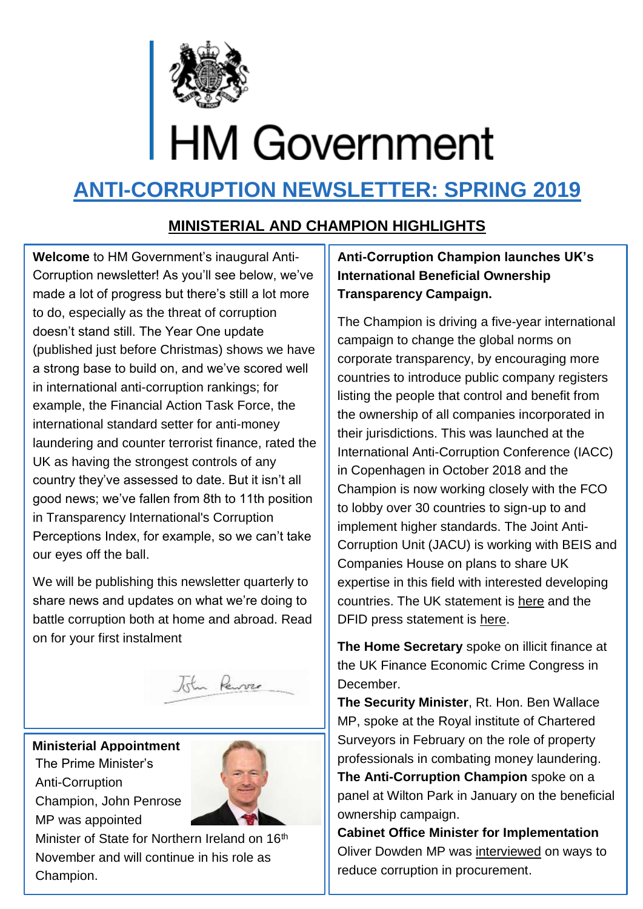HM Government

# ANTI-CORRUPTION NEWSLETTER: SPRING 2019

## MINISTERIAL AND CHAMPION HIGHLIGHTS

**Welcome** to HM Government's inaugural Anti-Corruption newsletter! As you'll see below, we've made a lot of progress but there's still a lot more to do, especially as the threat of corruption doesn't stand still. The Year One update (published just before Christmas) shows we have a strong base to build on, and we've scored well in international anti-corruption rankings; for example, the Financial Action Task Force, the international standard setter for anti-money laundering and counter terrorist finance, rated the UK as having the strongest controls of any country they've assessed to date. But it isn't all good news; we've fallen from 8th to 11th position in Transparency International's Corruption Perceptions Index, for example, so we can't take our eyes off the ball.

We will be publishing this newsletter quarterly to share news and updates on what we're doing to battle corruption both at home and abroad. Read on for your first instalment

John Penrose

**Ministerial Appointment**

The Prime Minister's Anti-Corruption Champion, John Penrose MP was appointed Minister of State for Northern Ireland on 16th November and will continue in his role as Champion.

**Anti-Corruption Champion launches UK's International Beneficial Ownership Transparency Campaign.**

The Champion is driving a five-year international campaign to change the global norms on corporate transparency, by encouraging more countries to introduce public company registers listing the people that control and benefit from the ownership of all companies incorporated in their jurisdictions. This was launched at the International Anti-Corruption Conference (IACC) in Copenhagen in October 2018 and the Champion is now working closely with the FCO to lobby over 30 countries to sign-up to and implement higher standards. The Joint Anti-Corruption Unit (JACU) is working with BEIS and Companies House on plans to share UK expertise in this field with interested developing countries. The UK statement is here and the DFID press statement is here.

**The Home Secretary** spoke on illicit finance at the UK Finance Economic Crime Congress in December.

**The Security Minister**, Rt. Hon. Ben Wallace MP, spoke at the Royal institute of Chartered Surveyors in February on the role of property professionals in combating money laundering.

**The Anti-Corruption Champion** spoke on a panel at Wilton Park in January on the beneficial ownership campaign.

**Cabinet Office Minister for Implementation** Oliver Dowden MP was interviewed on ways to reduce corruption in procurement.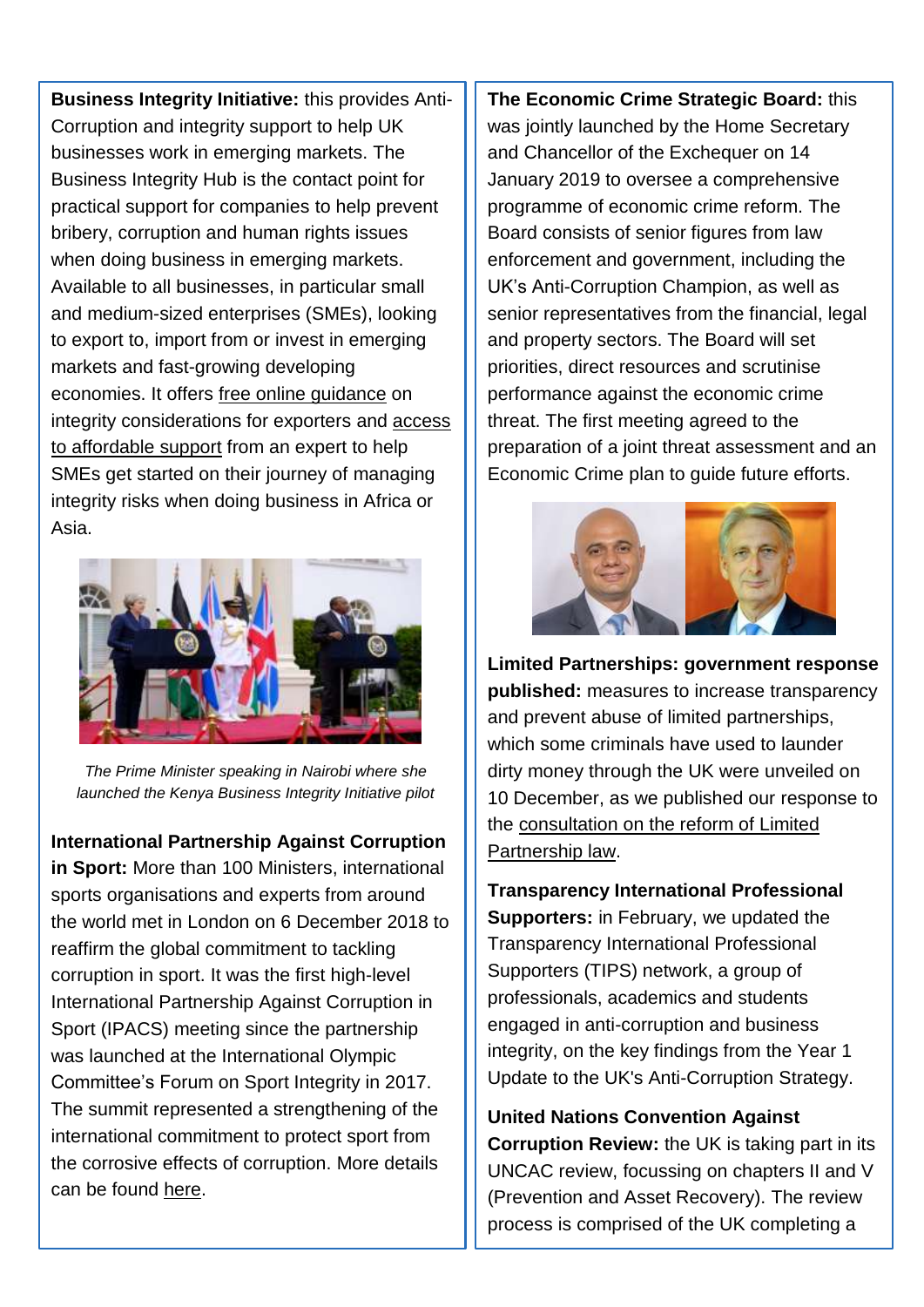**Business Integrity Initiative:** this provides Anti-Corruption and integrity support to help UK businesses work in emerging markets. The Business Integrity Hub is the contact point for practical support for companies to help prevent bribery, corruption and human rights issues when doing business in emerging markets. Available to all businesses, in particular small and medium-sized enterprises (SMEs), looking to export to, import from or invest in emerging markets and fast-growing developing economies. It offers free online guidance on integrity considerations for exporters and access to affordable support from an expert to help SMEs get started on their journey of managing integrity risks when doing business in Africa or Asia.

*The Prime Minister speaking in Nairobi where she launched the Kenya Business Integrity Initiative pilot*

**International Partnership Against Corruption in Sport:** More than 100 Ministers, international sports organisations and experts from around the world met in London on 6 December 2018 to reaffirm the global commitment to tackling corruption in sport. It was the first high-level International Partnership Against Corruption in Sport (IPACS) meeting since the partnership was launched at the International Olympic Committee's Forum on Sport Integrity in 2017. The summit represented a strengthening of the international commitment to protect sport from the corrosive effects of corruption. More details can be found here.

**The Economic Crime Strategic Board:** this was jointly launched by the Home Secretary and Chancellor of the Exchequer on 14 January 2019 to oversee a comprehensive programme of economic crime reform. The Board consists of senior figures from law enforcement and government, including the UK's Anti-Corruption Champion, as well as senior representatives from the financial, legal and property sectors. The Board will set priorities, direct resources and scrutinise performance against the economic crime threat. The first meeting agreed to the preparation of a joint threat assessment and an Economic Crime plan to guide future efforts.

**Limited Partnerships: government response published:** measures to increase transparency and prevent abuse of limited partnerships, which some criminals have used to launder dirty money through the UK were unveiled on 10 December, as we published our response to the consultation on the reform of Limited Partnership law.

**Transparency International Professional Supporters:** in February, we updated the Transparency International Professional Supporters (TIPS) network, a group of professionals, academics and students engaged in anti-corruption and business integrity, on the key findings from the Year 1 Update to the UK's Anti-Corruption Strategy.

**United Nations Convention Against Corruption Review:** the UK is taking part in its UNCAC review, focussing on chapters II and V (Prevention and Asset Recovery). The review process is comprised of the UK completing a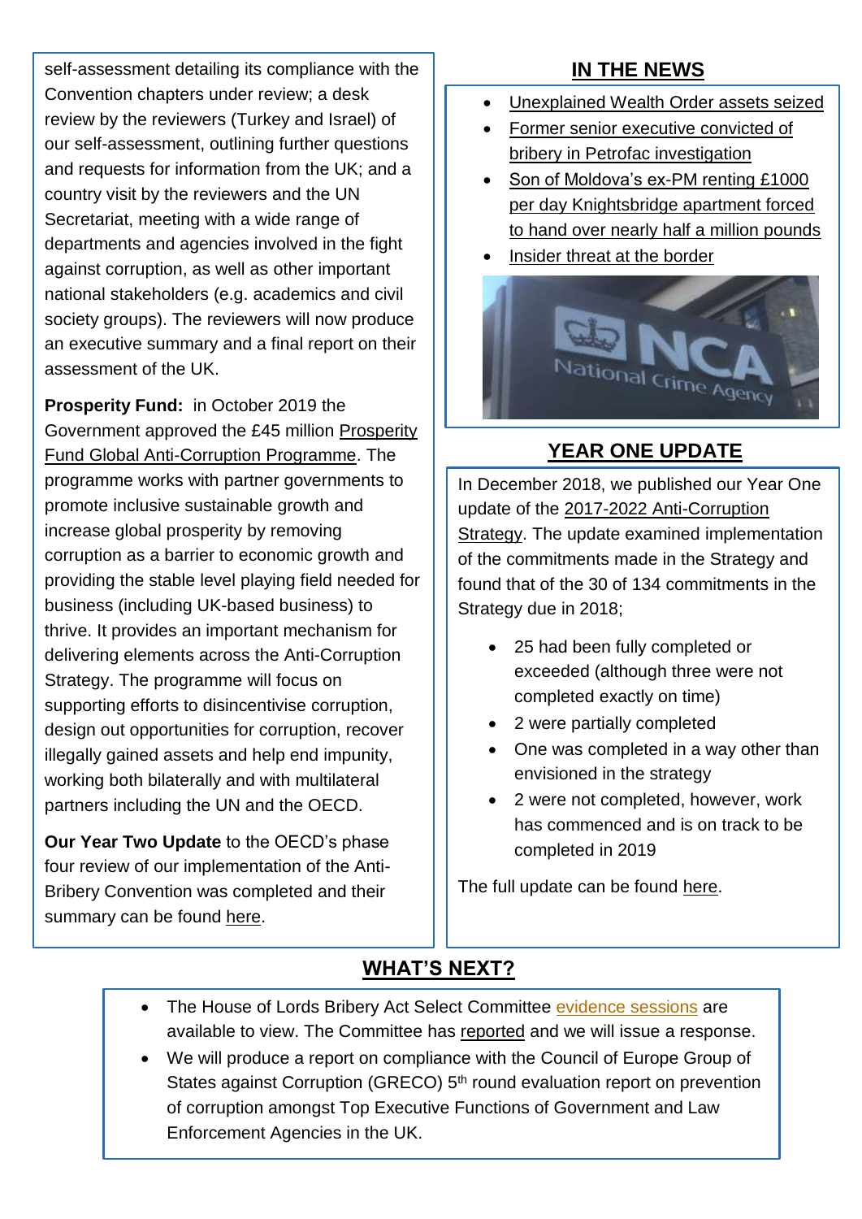self-assessment detailing its compliance with the Convention chapters under review; a desk review by the reviewers (Turkey and Israel) of our self-assessment, outlining further questions and requests for information from the UK; and a country visit by the reviewers and the UN Secretariat, meeting with a wide range of departments and agencies involved in the fight against corruption, as well as other important national stakeholders (e.g. academics and civil society groups). The reviewers will now produce an executive summary and a final report on their assessment of the UK.

**Prosperity Fund:** in October 2019 the Government approved the £45 million Prosperity Fund Global Anti-Corruption Programme. The programme works with partner governments to promote inclusive sustainable growth and increase global prosperity by removing corruption as a barrier to economic growth and providing the stable level playing field needed for business (including UK-based business) to thrive. It provides an important mechanism for delivering elements across the Anti-Corruption Strategy. The programme will focus on supporting efforts to disincentivise corruption, design out opportunities for corruption, recover illegally gained assets and help end impunity, working both bilaterally and with multilateral partners including the UN and the OECD.

**Our Year Two Update** to the OECD's phase four review of our implementation of the Anti-Bribery Convention was completed and their summary can be found here.

## IN THE NEWS

- Unexplained Wealth Order assets seized
- Former senior executive convicted of bribery in Petrofac investigation
- Son of Moldova's ex-PM renting £1000 per day Knightsbridge apartment forced to hand over nearly half a million pounds
- Insider threat at the border

## YEAR ONE UPDATE

In December 2018, we published our Year One update of the 2017-2022 Anti-Corruption Strategy. The update examined implementation of the commitments made in the Strategy and found that of the 30 of 134 commitments in the Strategy due in 2018;

- 25 had been fully completed or exceeded (although three were not completed exactly on time)
- 2 were partially completed
- One was completed in a way other than envisioned in the strategy
- 2 were not completed, however, work has commenced and is on track to be completed in 2019

The full update can be found here.

## WHAT'S NEXT?

- The House of Lords Bribery Act Select Committee evidence sessions are available to view. The Committee has reported and we will issue a response.
- We will produce a report on compliance with the Council of Europe Group of States against Corruption (GRECO) 5th round evaluation report on prevention of corruption amongst Top Executive Functions of Government and Law Enforcement Agencies in the UK.